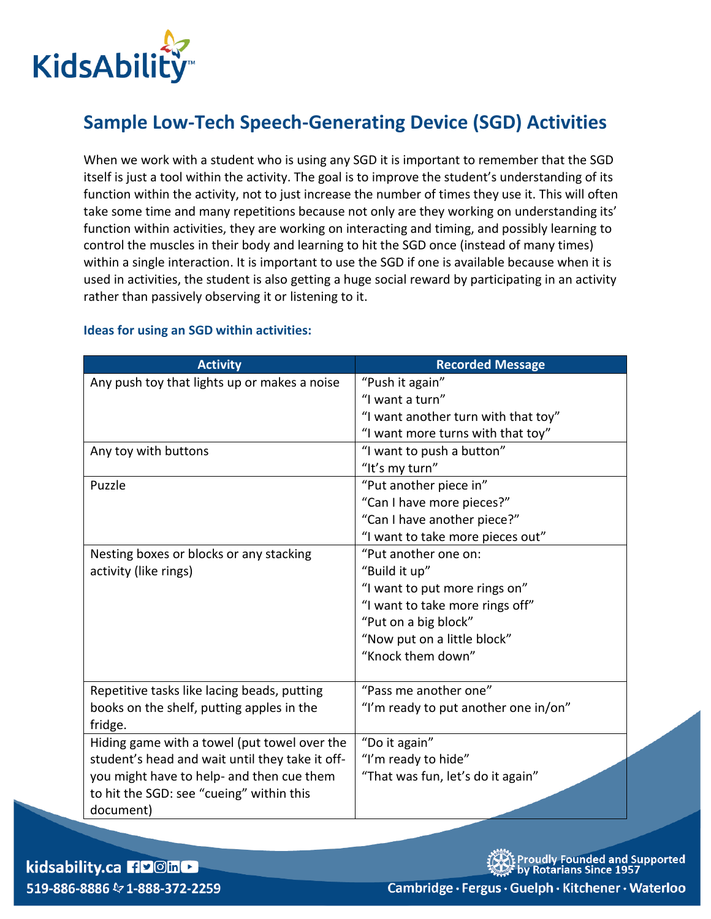# Sample Low-Tech Speech-Generating Device (SGD) Activities

When we work with a student who is using any SGD it is important to remember that the SGD itself is just a tool within the activity. The goal is to improve the student's understanding of its function within the activity, not to just increase the number of times they use it. This will often take some time and many repetitions because not only are they working on understanding its' function within activities, they are working on interacting and timing, and possibly learning to control the muscles in their body and learning to hit the SGD once (instead of many times) within a single interaction. It is important to use the SGD if one is available because when it is used in activities, the student is also getting a huge social reward by participating in an activity rather than passively observing it or listening to it.

### Ideas for using an SGD within activities:

| Activity | Recorded Message |
| --- | --- |
| Any push toy that lights up or makes a noise | "Push it again"<br>"I want a turn"<br>"I want another turn with that toy"<br>"I want more turns with that toy" |
| Any toy with buttons | "I want to push a button"<br>"It's my turn" |
| Puzzle | "Put another piece in"<br>"Can I have more pieces?"<br>"Can I have another piece?"<br>"I want to take more pieces out" |
| Nesting boxes or blocks or any stacking activity (like rings) | "Put another one on:<br>"Build it up"<br>"I want to put more rings on"<br>"I want to take more rings off"<br>"Put on a big block"<br>"Now put on a little block"<br>"Knock them down" |
| Repetitive tasks like lacing beads, putting books on the shelf, putting apples in the fridge. | "Pass me another one"<br>"I'm ready to put another one in/on" |
| Hiding game with a towel (put towel over the student's head and wait until they take it off- you might have to help- and then cue them to hit the SGD: see "cueing" within this document) | "Do it again"<br>"I'm ready to hide"<br>"That was fun, let's do it again" |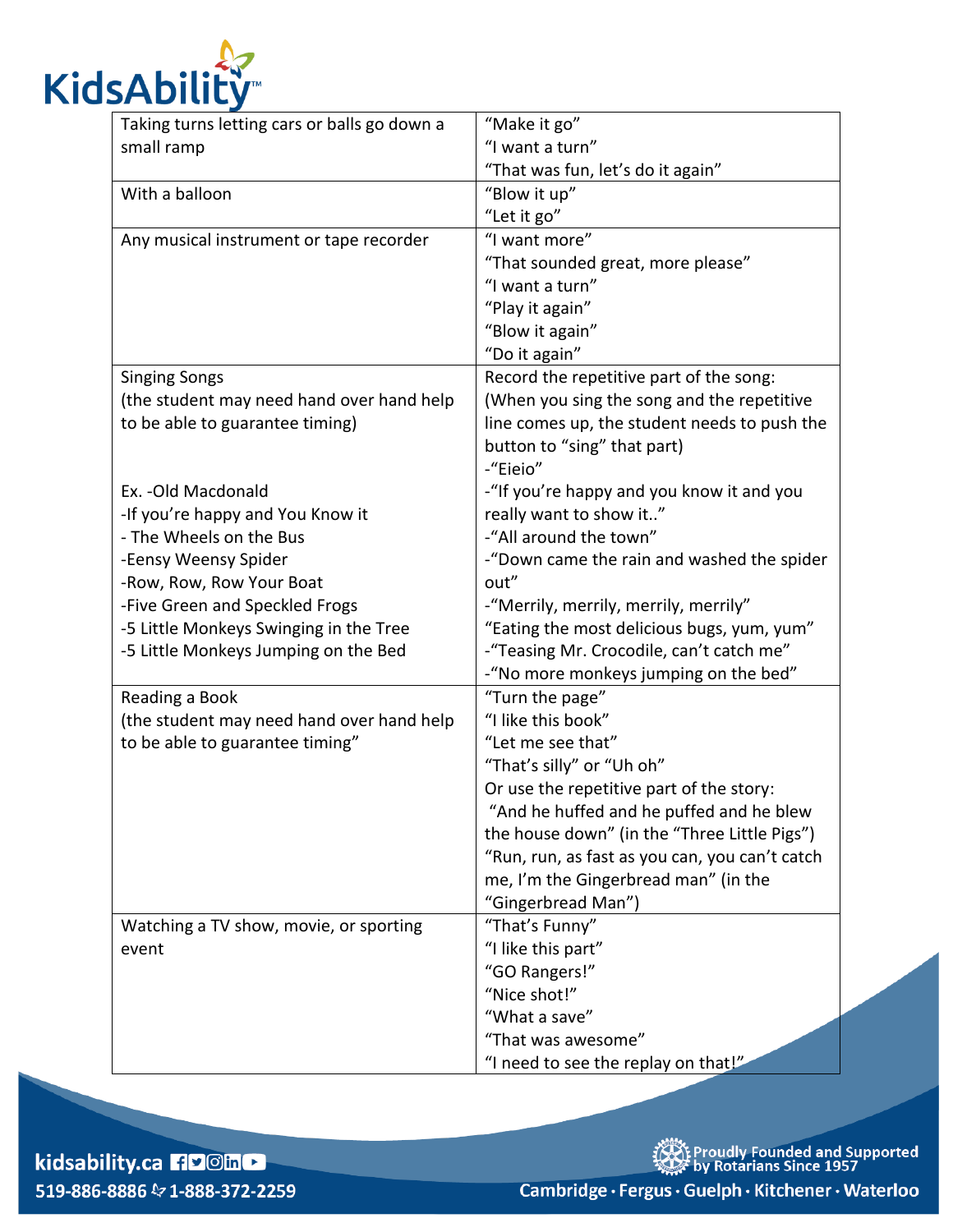| | |
|---|---|
| Taking turns letting cars or balls go down a small ramp | "Make it go"<br>"I want a turn"<br>"That was fun, let's do it again" |
| With a balloon | "Blow it up"<br>"Let it go" |
| Any musical instrument or tape recorder | "I want more"<br>"That sounded great, more please"<br>"I want a turn"<br>"Play it again"<br>"Blow it again"<br>"Do it again" |
| Singing Songs<br>(the student may need hand over hand help to be able to guarantee timing)<br><br>Ex. -Old Macdonald<br>-If you're happy and You Know it<br>- The Wheels on the Bus<br>-Eensy Weensy Spider<br>-Row, Row, Row Your Boat<br>-Five Green and Speckled Frogs<br>-5 Little Monkeys Swinging in the Tree<br>-5 Little Monkeys Jumping on the Bed | Record the repetitive part of the song:<br>(When you sing the song and the repetitive line comes up, the student needs to push the button to "sing" that part)<br>-"Eieio"<br>-"If you're happy and you know it and you really want to show it.."<br>-"All around the town"<br>-"Down came the rain and washed the spider out"<br>-"Merrily, merrily, merrily, merrily"<br>"Eating the most delicious bugs, yum, yum"<br>-"Teasing Mr. Crocodile, can't catch me"<br>-"No more monkeys jumping on the bed" |
| Reading a Book<br>(the student may need hand over hand help to be able to guarantee timing" | "Turn the page"<br>"I like this book"<br>"Let me see that"<br>"That's silly" or "Uh oh"<br>Or use the repetitive part of the story:<br>"And he huffed and he puffed and he blew the house down" (in the "Three Little Pigs")<br>"Run, run, as fast as you can, you can't catch me, I'm the Gingerbread man" (in the "Gingerbread Man") |
| Watching a TV show, movie, or sporting event | "That's Funny"<br>"I like this part"<br>"GO Rangers!"<br>"Nice shot!"<br>"What a save"<br>"That was awesome"<br>"I need to see the replay on that!" |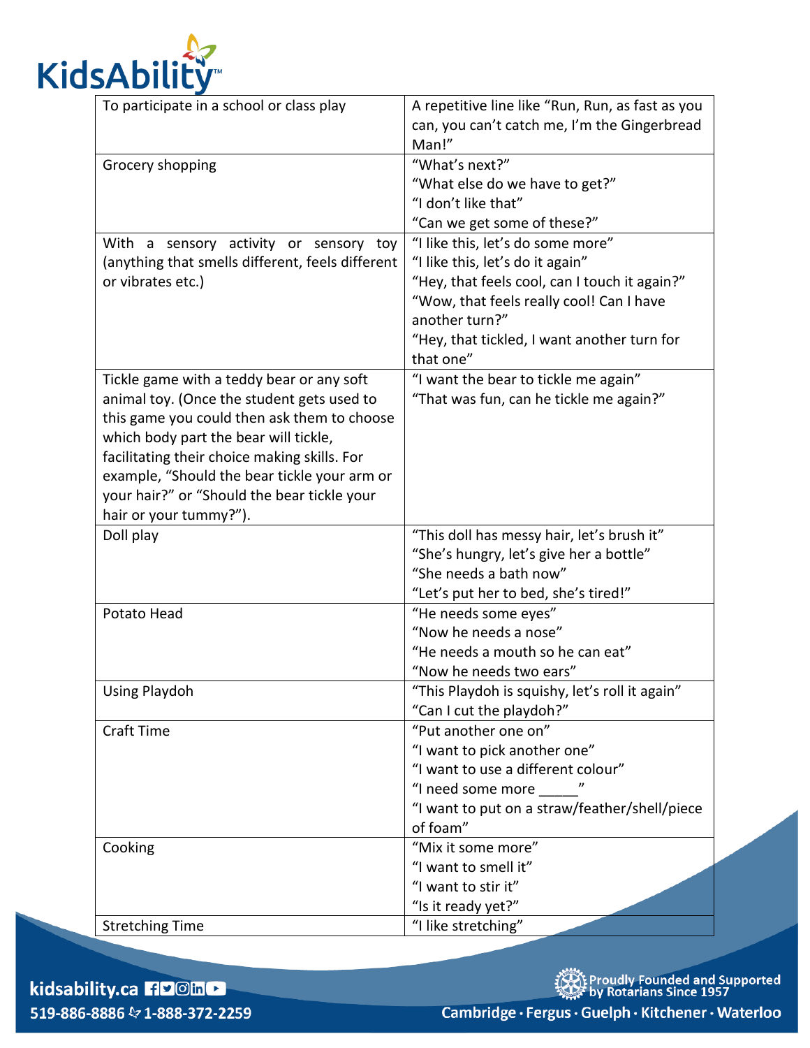| | |
|---|---|
| To participate in a school or class play | A repetitive line like "Run, Run, as fast as you can, you can't catch me, I'm the Gingerbread Man!" |
| Grocery shopping | "What's next?"<br>"What else do we have to get?"<br>"I don't like that"<br>"Can we get some of these?" |
| With a sensory activity or sensory toy (anything that smells different, feels different or vibrates etc.) | "I like this, let's do some more"<br>"I like this, let's do it again"<br>"Hey, that feels cool, can I touch it again?"<br>"Wow, that feels really cool! Can I have another turn?"<br>"Hey, that tickled, I want another turn for that one" |
| Tickle game with a teddy bear or any soft animal toy. (Once the student gets used to this game you could then ask them to choose which body part the bear will tickle, facilitating their choice making skills. For example, "Should the bear tickle your arm or your hair?" or "Should the bear tickle your hair or your tummy?"). | "I want the bear to tickle me again"<br>"That was fun, can he tickle me again?" |
| Doll play | "This doll has messy hair, let's brush it"<br>"She's hungry, let's give her a bottle"<br>"She needs a bath now"<br>"Let's put her to bed, she's tired!" |
| Potato Head | "He needs some eyes"<br>"Now he needs a nose"<br>"He needs a mouth so he can eat"<br>"Now he needs two ears" |
| Using Playdoh | "This Playdoh is squishy, let's roll it again"<br>"Can I cut the playdoh?" |
| Craft Time | "Put another one on"<br>"I want to pick another one"<br>"I want to use a different colour"<br>"I need some more _____"<br>"I want to put on a straw/feather/shell/piece of foam" |
| Cooking | "Mix it some more"<br>"I want to smell it"<br>"I want to stir it"<br>"Is it ready yet?" |
| Stretching Time | "I like stretching" |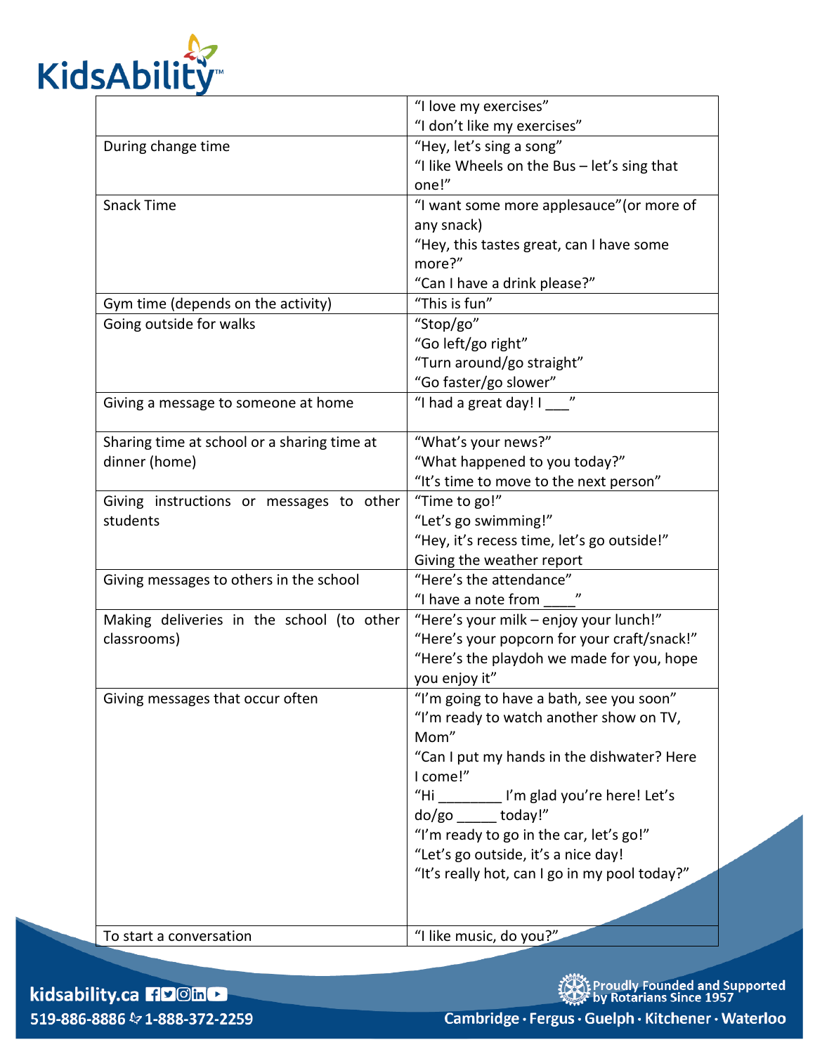| | |
|---|---|
| | "I love my exercises"<br>"I don't like my exercises" |
| During change time | "Hey, let's sing a song"<br>"I like Wheels on the Bus – let's sing that one!" |
| Snack Time | "I want some more applesauce"(or more of any snack)<br>"Hey, this tastes great, can I have some more?"<br>"Can I have a drink please?" |
| Gym time (depends on the activity) | "This is fun" |
| Going outside for walks | "Stop/go"<br>"Go left/go right"<br>"Turn around/go straight"<br>"Go faster/go slower" |
| Giving a message to someone at home | "I had a great day! I ___" |
| Sharing time at school or a sharing time at dinner (home) | "What's your news?"<br>"What happened to you today?"<br>"It's time to move to the next person" |
| Giving instructions or messages to other students | "Time to go!"<br>"Let's go swimming!"<br>"Hey, it's recess time, let's go outside!"<br>Giving the weather report |
| Giving messages to others in the school | "Here's the attendance"<br>"I have a note from ____" |
| Making deliveries in the school (to other classrooms) | "Here's your milk – enjoy your lunch!"<br>"Here's your popcorn for your craft/snack!"<br>"Here's the playdoh we made for you, hope you enjoy it" |
| Giving messages that occur often | "I'm going to have a bath, see you soon"<br>"I'm ready to watch another show on TV, Mom"<br>"Can I put my hands in the dishwater? Here I come!"<br>"Hi ________ I'm glad you're here! Let's do/go _____ today!"<br>"I'm ready to go in the car, let's go!"<br>"Let's go outside, it's a nice day!<br>"It's really hot, can I go in my pool today?" |
| To start a conversation | "I like music, do you?" |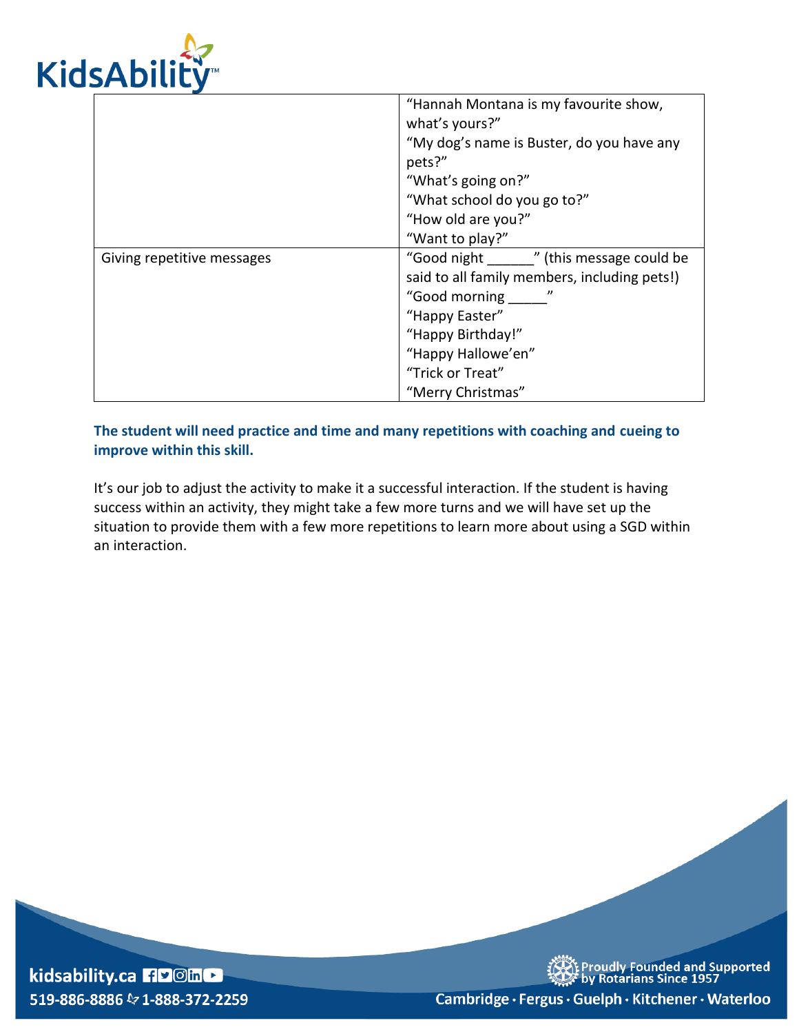| | |
|---|---|
| | "Hannah Montana is my favourite show, what's yours?"<br>"My dog's name is Buster, do you have any pets?"<br>"What's going on?"<br>"What school do you go to?"<br>"How old are you?"<br>"Want to play?" |
| Giving repetitive messages | "Good night ______" (this message could be said to all family members, including pets!)<br>"Good morning _____"<br>"Happy Easter"<br>"Happy Birthday!"<br>"Happy Hallowe'en"<br>"Trick or Treat"<br>"Merry Christmas" |

**The student will need practice and time and many repetitions with coaching and cueing to improve within this skill.**

It's our job to adjust the activity to make it a successful interaction. If the student is having success within an activity, they might take a few more turns and we will have set up the situation to provide them with a few more repetitions to learn more about using a SGD within an interaction.